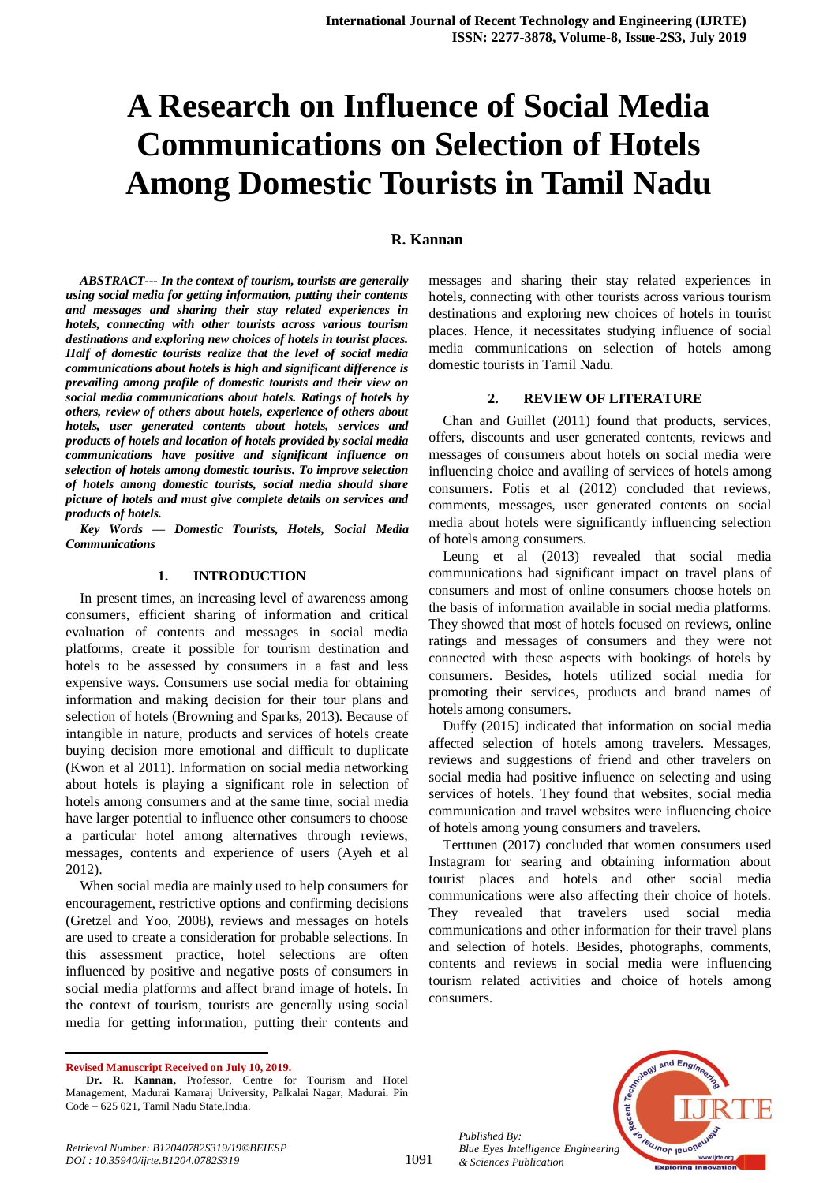# A Research on Influence of Social Media Communications on Selection of Hotels Among Domestic Tourists in Tamil Nadu

**R. Kannan**

***ABSTRACT--- In the context of tourism, tourists are generally using social media for getting information, putting their contents and messages and sharing their stay related experiences in hotels, connecting with other tourists across various tourism destinations and exploring new choices of hotels in tourist places. Half of domestic tourists realize that the level of social media communications about hotels is high and significant difference is prevailing among profile of domestic tourists and their view on social media communications about hotels. Ratings of hotels by others, review of others about hotels, experience of others about hotels, user generated contents about hotels, services and products of hotels and location of hotels provided by social media communications have positive and significant influence on selection of hotels among domestic tourists. To improve selection of hotels among domestic tourists, social media should share picture of hotels and must give complete details on services and products of hotels.***

***Key Words — Domestic Tourists, Hotels, Social Media Communications***

## 1. INTRODUCTION

In present times, an increasing level of awareness among consumers, efficient sharing of information and critical evaluation of contents and messages in social media platforms, create it possible for tourism destination and hotels to be assessed by consumers in a fast and less expensive ways. Consumers use social media for obtaining information and making decision for their tour plans and selection of hotels (Browning and Sparks, 2013). Because of intangible in nature, products and services of hotels create buying decision more emotional and difficult to duplicate (Kwon et al 2011). Information on social media networking about hotels is playing a significant role in selection of hotels among consumers and at the same time, social media have larger potential to influence other consumers to choose a particular hotel among alternatives through reviews, messages, contents and experience of users (Ayeh et al 2012).

When social media are mainly used to help consumers for encouragement, restrictive options and confirming decisions (Gretzel and Yoo, 2008), reviews and messages on hotels are used to create a consideration for probable selections. In this assessment practice, hotel selections are often influenced by positive and negative posts of consumers in social media platforms and affect brand image of hotels. In the context of tourism, tourists are generally using social media for getting information, putting their contents and messages and sharing their stay related experiences in hotels, connecting with other tourists across various tourism destinations and exploring new choices of hotels in tourist places. Hence, it necessitates studying influence of social media communications on selection of hotels among domestic tourists in Tamil Nadu.

## 2. REVIEW OF LITERATURE

Chan and Guillet (2011) found that products, services, offers, discounts and user generated contents, reviews and messages of consumers about hotels on social media were influencing choice and availing of services of hotels among consumers. Fotis et al (2012) concluded that reviews, comments, messages, user generated contents on social media about hotels were significantly influencing selection of hotels among consumers.

Leung et al (2013) revealed that social media communications had significant impact on travel plans of consumers and most of online consumers choose hotels on the basis of information available in social media platforms. They showed that most of hotels focused on reviews, online ratings and messages of consumers and they were not connected with these aspects with bookings of hotels by consumers. Besides, hotels utilized social media for promoting their services, products and brand names of hotels among consumers.

Duffy (2015) indicated that information on social media affected selection of hotels among travelers. Messages, reviews and suggestions of friend and other travelers on social media had positive influence on selecting and using services of hotels. They found that websites, social media communication and travel websites were influencing choice of hotels among young consumers and travelers.

Terttunen (2017) concluded that women consumers used Instagram for searing and obtaining information about tourist places and hotels and other social media communications were also affecting their choice of hotels. They revealed that travelers used social media communications and other information for their travel plans and selection of hotels. Besides, photographs, comments, contents and reviews in social media were influencing tourism related activities and choice of hotels among consumers.

---

**Revised Manuscript Received on July 10, 2019.**

**Dr. R. Kannan,** Professor, Centre for Tourism and Hotel Management, Madurai Kamaraj University, Palkalai Nagar, Madurai. Pin Code – 625 021, Tamil Nadu State,India.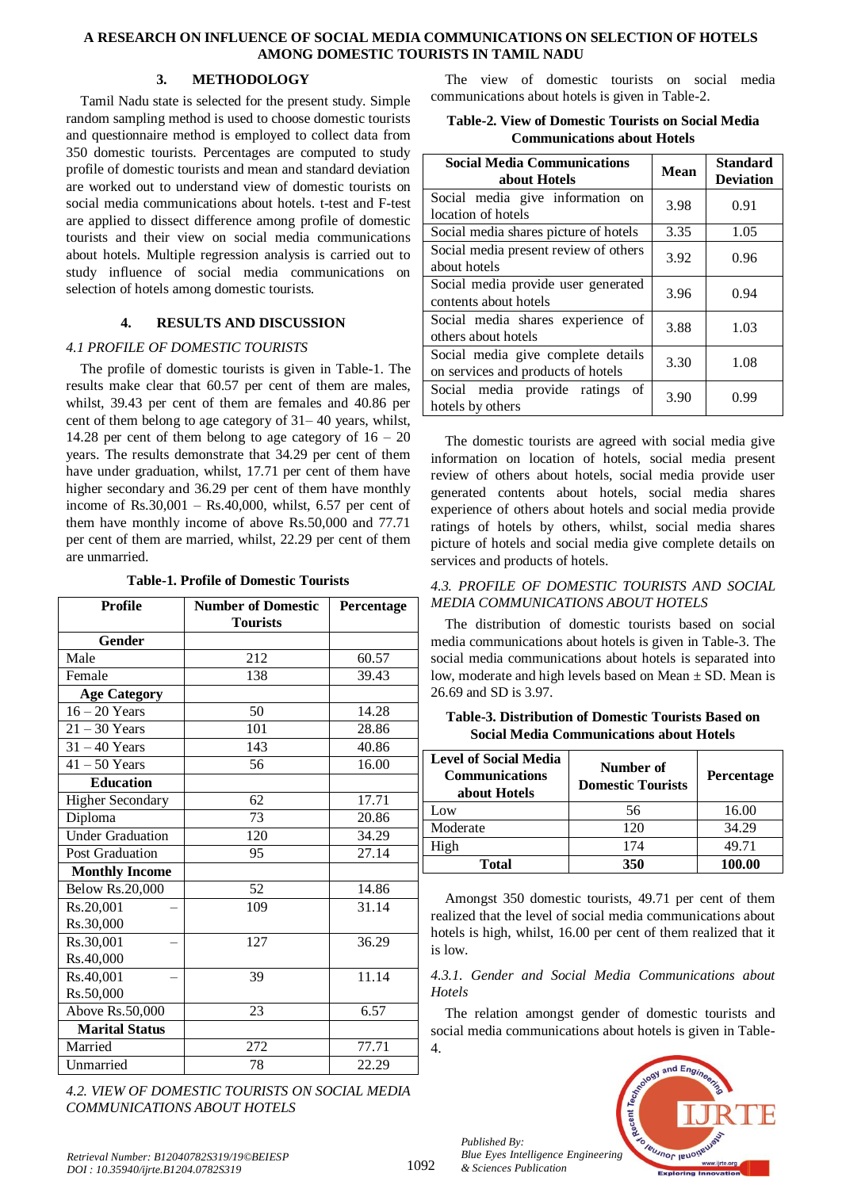## 3. METHODOLOGY

Tamil Nadu state is selected for the present study. Simple random sampling method is used to choose domestic tourists and questionnaire method is employed to collect data from 350 domestic tourists. Percentages are computed to study profile of domestic tourists and mean and standard deviation are worked out to understand view of domestic tourists on social media communications about hotels. t-test and F-test are applied to dissect difference among profile of domestic tourists and their view on social media communications about hotels. Multiple regression analysis is carried out to study influence of social media communications on selection of hotels among domestic tourists.

## 4. RESULTS AND DISCUSSION

### *4.1 PROFILE OF DOMESTIC TOURISTS*

The profile of domestic tourists is given in Table-1. The results make clear that 60.57 per cent of them are males, whilst, 39.43 per cent of them are females and 40.86 per cent of them belong to age category of 31– 40 years, whilst, 14.28 per cent of them belong to age category of 16 – 20 years. The results demonstrate that 34.29 per cent of them have under graduation, whilst, 17.71 per cent of them have higher secondary and 36.29 per cent of them have monthly income of Rs.30,001 – Rs.40,000, whilst, 6.57 per cent of them have monthly income of above Rs.50,000 and 77.71 per cent of them are married, whilst, 22.29 per cent of them are unmarried.

**Table-1. Profile of Domestic Tourists**

| Profile | Number of Domestic Tourists | Percentage |
|---|---|---|
| **Gender** | | |
| Male | 212 | 60.57 |
| Female | 138 | 39.43 |
| **Age Category** | | |
| 16 – 20 Years | 50 | 14.28 |
| 21 – 30 Years | 101 | 28.86 |
| 31 – 40 Years | 143 | 40.86 |
| 41 – 50 Years | 56 | 16.00 |
| **Education** | | |
| Higher Secondary | 62 | 17.71 |
| Diploma | 73 | 20.86 |
| Under Graduation | 120 | 34.29 |
| Post Graduation | 95 | 27.14 |
| **Monthly Income** | | |
| Below Rs.20,000 | 52 | 14.86 |
| Rs.20,001 – Rs.30,000 | 109 | 31.14 |
| Rs.30,001 – Rs.40,000 | 127 | 36.29 |
| Rs.40,001 – Rs.50,000 | 39 | 11.14 |
| Above Rs.50,000 | 23 | 6.57 |
| **Marital Status** | | |
| Married | 272 | 77.71 |
| Unmarried | 78 | 22.29 |

### *4.2. VIEW OF DOMESTIC TOURISTS ON SOCIAL MEDIA COMMUNICATIONS ABOUT HOTELS*

The view of domestic tourists on social media communications about hotels is given in Table-2.

**Table-2. View of Domestic Tourists on Social Media Communications about Hotels**

| Social Media Communications about Hotels | Mean | Standard Deviation |
|---|---|---|
| Social media give information on location of hotels | 3.98 | 0.91 |
| Social media shares picture of hotels | 3.35 | 1.05 |
| Social media present review of others about hotels | 3.92 | 0.96 |
| Social media provide user generated contents about hotels | 3.96 | 0.94 |
| Social media shares experience of others about hotels | 3.88 | 1.03 |
| Social media give complete details on services and products of hotels | 3.30 | 1.08 |
| Social media provide ratings of hotels by others | 3.90 | 0.99 |

The domestic tourists are agreed with social media give information on location of hotels, social media present review of others about hotels, social media provide user generated contents about hotels, social media shares experience of others about hotels and social media provide ratings of hotels by others, whilst, social media shares picture of hotels and social media give complete details on services and products of hotels.

### *4.3. PROFILE OF DOMESTIC TOURISTS AND SOCIAL MEDIA COMMUNICATIONS ABOUT HOTELS*

The distribution of domestic tourists based on social media communications about hotels is given in Table-3. The social media communications about hotels is separated into low, moderate and high levels based on Mean ± SD. Mean is 26.69 and SD is 3.97.

**Table-3. Distribution of Domestic Tourists Based on Social Media Communications about Hotels**

| Level of Social Media Communications about Hotels | Number of Domestic Tourists | Percentage |
|---|---|---|
| Low | 56 | 16.00 |
| Moderate | 120 | 34.29 |
| High | 174 | 49.71 |
| **Total** | **350** | **100.00** |

Amongst 350 domestic tourists, 49.71 per cent of them realized that the level of social media communications about hotels is high, whilst, 16.00 per cent of them realized that it is low.

#### *4.3.1. Gender and Social Media Communications about Hotels*

The relation amongst gender of domestic tourists and social media communications about hotels is given in Table-4.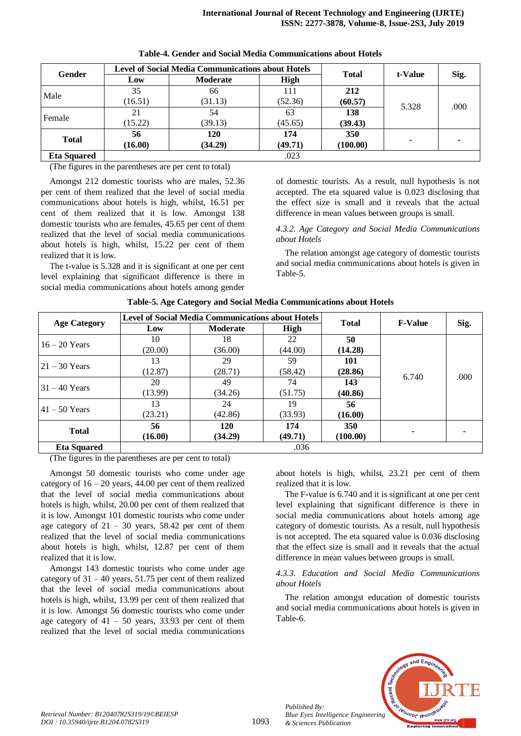**Table-4. Gender and Social Media Communications about Hotels**

| Gender | Level of Social Media Communications about Hotels | | | Total | t-Value | Sig. |
|---|---|---|---|---|---|---|
| | Low | Moderate | High | | | |
| Male | 35 (16.51) | 66 (31.13) | 111 (52.36) | **212 (60.57)** | 5.328 | .000 |
| Female | 21 (15.22) | 54 (39.13) | 63 (45.65) | **138 (39.43)** | | |
| **Total** | **56 (16.00)** | **120 (34.29)** | **174 (49.71)** | **350 (100.00)** | - | - |
| **Eta Squared** | .023 | | | | | |

(The figures in the parentheses are per cent to total)

Amongst 212 domestic tourists who are males, 52.36 per cent of them realized that the level of social media communications about hotels is high, whilst, 16.51 per cent of them realized that it is low. Amongst 138 domestic tourists who are females, 45.65 per cent of them realized that the level of social media communications about hotels is high, whilst, 15.22 per cent of them realized that it is low.

The t-value is 5.328 and it is significant at one per cent level explaining that significant difference is there in social media communications about hotels among gender of domestic tourists. As a result, null hypothesis is not accepted. The eta squared value is 0.023 disclosing that the effect size is small and it reveals that the actual difference in mean values between groups is small.

*4.3.2. Age Category and Social Media Communications about Hotels*

The relation amongst age category of domestic tourists and social media communications about hotels is given in Table-5.

**Table-5. Age Category and Social Media Communications about Hotels**

| Age Category | Level of Social Media Communications about Hotels | | | Total | F-Value | Sig. |
|---|---|---|---|---|---|---|
| | Low | Moderate | High | | | |
| 16 – 20 Years | 10 (20.00) | 18 (36.00) | 22 (44.00) | **50 (14.28)** | 6.740 | .000 |
| 21 – 30 Years | 13 (12.87) | 29 (28.71) | 59 (58.42) | **101 (28.86)** | | |
| 31 – 40 Years | 20 (13.99) | 49 (34.26) | 74 (51.75) | **143 (40.86)** | | |
| 41 – 50 Years | 13 (23.21) | 24 (42.86) | 19 (33.93) | **56 (16.00)** | | |
| **Total** | **56 (16.00)** | **120 (34.29)** | **174 (49.71)** | **350 (100.00)** | - | - |
| **Eta Squared** | .036 | | | | | |

(The figures in the parentheses are per cent to total)

Amongst 50 domestic tourists who come under age category of 16 – 20 years, 44.00 per cent of them realized that the level of social media communications about hotels is high, whilst, 20.00 per cent of them realized that it is low. Amongst 101 domestic tourists who come under age category of 21 – 30 years, 58.42 per cent of them realized that the level of social media communications about hotels is high, whilst, 12.87 per cent of them realized that it is low.

Amongst 143 domestic tourists who come under age category of 31 – 40 years, 51.75 per cent of them realized that the level of social media communications about hotels is high, whilst, 13.99 per cent of them realized that it is low. Amongst 56 domestic tourists who come under age category of 41 – 50 years, 33.93 per cent of them realized that the level of social media communications about hotels is high, whilst, 23.21 per cent of them realized that it is low.

The F-value is 6.740 and it is significant at one per cent level explaining that significant difference is there in social media communications about hotels among age category of domestic tourists. As a result, null hypothesis is not accepted. The eta squared value is 0.036 disclosing that the effect size is small and it reveals that the actual difference in mean values between groups is small.

*4.3.3. Education and Social Media Communications about Hotels*

The relation amongst education of domestic tourists and social media communications about hotels is given in Table-6.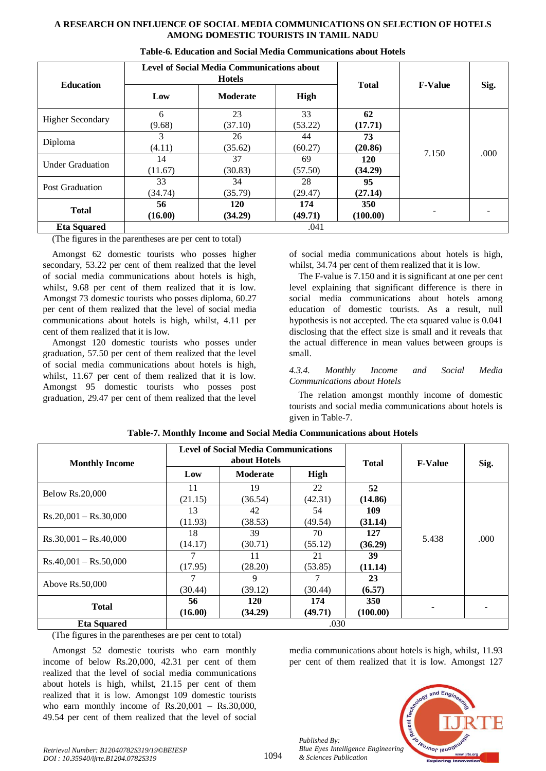**Table-6. Education and Social Media Communications about Hotels**

| Education | Level of Social Media Communications about Hotels | | | Total | F-Value | Sig. |
|---|---|---|---|---|---|---|
| | Low | Moderate | High | | | |
| Higher Secondary | 6 (9.68) | 23 (37.10) | 33 (53.22) | **62 (17.71)** | 7.150 | .000 |
| Diploma | 3 (4.11) | 26 (35.62) | 44 (60.27) | **73 (20.86)** | | |
| Under Graduation | 14 (11.67) | 37 (30.83) | 69 (57.50) | **120 (34.29)** | | |
| Post Graduation | 33 (34.74) | 34 (35.79) | 28 (29.47) | **95 (27.14)** | | |
| **Total** | **56 (16.00)** | **120 (34.29)** | **174 (49.71)** | **350 (100.00)** | - | - |
| **Eta Squared** | .041 | | | | | |

(The figures in the parentheses are per cent to total)

Amongst 62 domestic tourists who posses higher secondary, 53.22 per cent of them realized that the level of social media communications about hotels is high, whilst, 9.68 per cent of them realized that it is low. Amongst 73 domestic tourists who posses diploma, 60.27 per cent of them realized that the level of social media communications about hotels is high, whilst, 4.11 per cent of them realized that it is low.

Amongst 120 domestic tourists who posses under graduation, 57.50 per cent of them realized that the level of social media communications about hotels is high, whilst, 11.67 per cent of them realized that it is low. Amongst 95 domestic tourists who posses post graduation, 29.47 per cent of them realized that the level of social media communications about hotels is high, whilst, 34.74 per cent of them realized that it is low.

The F-value is 7.150 and it is significant at one per cent level explaining that significant difference is there in social media communications about hotels among education of domestic tourists. As a result, null hypothesis is not accepted. The eta squared value is 0.041 disclosing that the effect size is small and it reveals that the actual difference in mean values between groups is small.

*4.3.4. Monthly Income and Social Media Communications about Hotels*

The relation amongst monthly income of domestic tourists and social media communications about hotels is given in Table-7.

**Table-7. Monthly Income and Social Media Communications about Hotels**

| Monthly Income | Level of Social Media Communications about Hotels | | | Total | F-Value | Sig. |
|---|---|---|---|---|---|---|
| | Low | Moderate | High | | | |
| Below Rs.20,000 | 11 (21.15) | 19 (36.54) | 22 (42.31) | **52 (14.86)** | 5.438 | .000 |
| Rs.20,001 – Rs.30,000 | 13 (11.93) | 42 (38.53) | 54 (49.54) | **109 (31.14)** | | |
| Rs.30,001 – Rs.40,000 | 18 (14.17) | 39 (30.71) | 70 (55.12) | **127 (36.29)** | | |
| Rs.40,001 – Rs.50,000 | 7 (17.95) | 11 (28.20) | 21 (53.85) | **39 (11.14)** | | |
| Above Rs.50,000 | 7 (30.44) | 9 (39.12) | 7 (30.44) | **23 (6.57)** | | |
| **Total** | **56 (16.00)** | **120 (34.29)** | **174 (49.71)** | **350 (100.00)** | - | - |
| **Eta Squared** | .030 | | | | | |

(The figures in the parentheses are per cent to total)

Amongst 52 domestic tourists who earn monthly income of below Rs.20,000, 42.31 per cent of them realized that the level of social media communications about hotels is high, whilst, 21.15 per cent of them realized that it is low. Amongst 109 domestic tourists who earn monthly income of Rs.20,001 – Rs.30,000, 49.54 per cent of them realized that the level of social media communications about hotels is high, whilst, 11.93 per cent of them realized that it is low. Amongst 127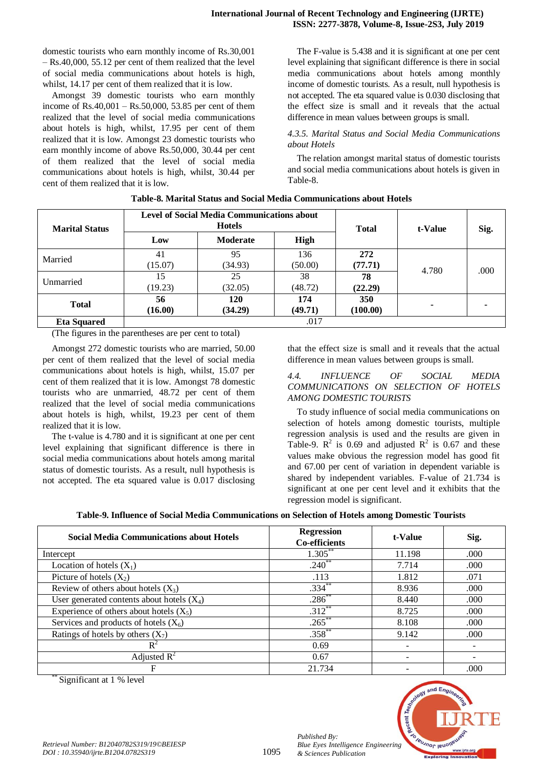domestic tourists who earn monthly income of Rs.30,001 – Rs.40,000, 55.12 per cent of them realized that the level of social media communications about hotels is high, whilst, 14.17 per cent of them realized that it is low.

Amongst 39 domestic tourists who earn monthly income of Rs.40,001 – Rs.50,000, 53.85 per cent of them realized that the level of social media communications about hotels is high, whilst, 17.95 per cent of them realized that it is low. Amongst 23 domestic tourists who earn monthly income of above Rs.50,000, 30.44 per cent of them realized that the level of social media communications about hotels is high, whilst, 30.44 per cent of them realized that it is low.

The F-value is 5.438 and it is significant at one per cent level explaining that significant difference is there in social media communications about hotels among monthly income of domestic tourists. As a result, null hypothesis is not accepted. The eta squared value is 0.030 disclosing that the effect size is small and it reveals that the actual difference in mean values between groups is small.

#### *4.3.5. Marital Status and Social Media Communications about Hotels*

The relation amongst marital status of domestic tourists and social media communications about hotels is given in Table-8.

**Table-8. Marital Status and Social Media Communications about Hotels**

| Marital Status | Level of Social Media Communications about Hotels | | | Total | t-Value | Sig. |
|---|---|---|---|---|---|---|
| | Low | Moderate | High | | | |
| Married | 41 (15.07) | 95 (34.93) | 136 (50.00) | **272 (77.71)** | 4.780 | .000 |
| Unmarried | 15 (19.23) | 25 (32.05) | 38 (48.72) | **78 (22.29)** | | |
| **Total** | **56 (16.00)** | **120 (34.29)** | **174 (49.71)** | **350 (100.00)** | - | - |
| **Eta Squared** | .017 | | | | | |

(The figures in the parentheses are per cent to total)

Amongst 272 domestic tourists who are married, 50.00 per cent of them realized that the level of social media communications about hotels is high, whilst, 15.07 per cent of them realized that it is low. Amongst 78 domestic tourists who are unmarried, 48.72 per cent of them realized that the level of social media communications about hotels is high, whilst, 19.23 per cent of them realized that it is low.

The t-value is 4.780 and it is significant at one per cent level explaining that significant difference is there in social media communications about hotels among marital status of domestic tourists. As a result, null hypothesis is not accepted. The eta squared value is 0.017 disclosing that the effect size is small and it reveals that the actual difference in mean values between groups is small.

### *4.4. INFLUENCE OF SOCIAL MEDIA COMMUNICATIONS ON SELECTION OF HOTELS AMONG DOMESTIC TOURISTS*

To study influence of social media communications on selection of hotels among domestic tourists, multiple regression analysis is used and the results are given in Table-9. $R^2$ is 0.69 and adjusted $R^2$ is 0.67 and these values make obvious the regression model has good fit and 67.00 per cent of variation in dependent variable is shared by independent variables. F-value of 21.734 is significant at one per cent level and it exhibits that the regression model is significant.

**Table-9. Influence of Social Media Communications on Selection of Hotels among Domestic Tourists**

| Social Media Communications about Hotels | Regression Co-efficients | t-Value | Sig. |
|---|---|---|---|
| Intercept | 1.305** | 11.198 | .000 |
| Location of hotels ($X_1$) | .240** | 7.714 | .000 |
| Picture of hotels ($X_2$) | .113 | 1.812 | .071 |
| Review of others about hotels ($X_3$) | .334** | 8.936 | .000 |
| User generated contents about hotels ($X_4$) | .286** | 8.440 | .000 |
| Experience of others about hotels ($X_5$) | .312** | 8.725 | .000 |
| Services and products of hotels ($X_6$) | .265** | 8.108 | .000 |
| Ratings of hotels by others ($X_7$) | .358** | 9.142 | .000 |
| $R^2$ | 0.69 | - | - |
| Adjusted $R^2$ | 0.67 | - | - |
| F | 21.734 | - | .000 |

** Significant at 1 % level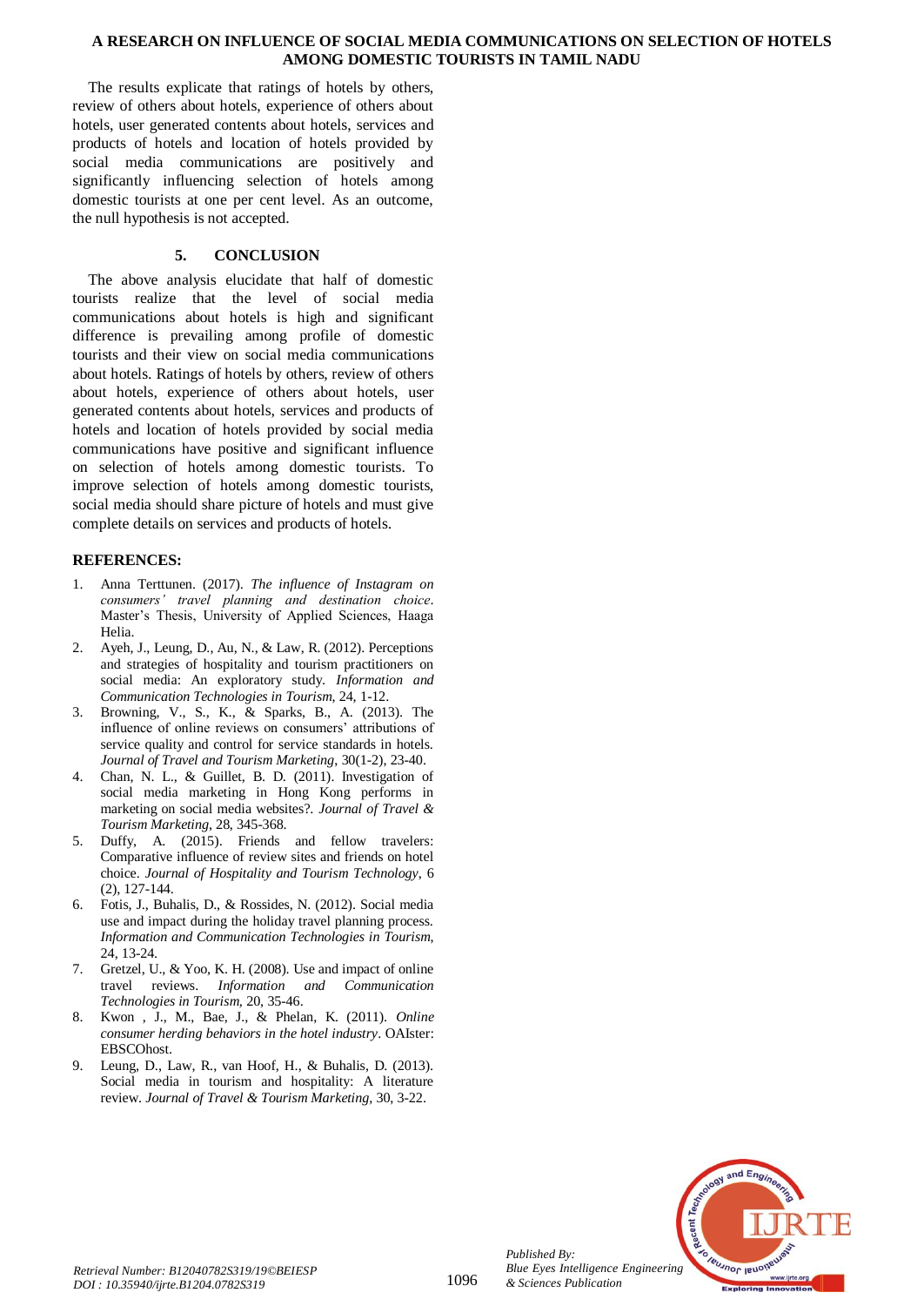The results explicate that ratings of hotels by others, review of others about hotels, experience of others about hotels, user generated contents about hotels, services and products of hotels and location of hotels provided by social media communications are positively and significantly influencing selection of hotels among domestic tourists at one per cent level. As an outcome, the null hypothesis is not accepted.

## 5. CONCLUSION

The above analysis elucidate that half of domestic tourists realize that the level of social media communications about hotels is high and significant difference is prevailing among profile of domestic tourists and their view on social media communications about hotels. Ratings of hotels by others, review of others about hotels, experience of others about hotels, user generated contents about hotels, services and products of hotels and location of hotels provided by social media communications have positive and significant influence on selection of hotels among domestic tourists. To improve selection of hotels among domestic tourists, social media should share picture of hotels and must give complete details on services and products of hotels.

## REFERENCES:

1. Anna Terttunen. (2017). *The influence of Instagram on consumers' travel planning and destination choice*. Master's Thesis, University of Applied Sciences, Haaga Helia.
2. Ayeh, J., Leung, D., Au, N., & Law, R. (2012). Perceptions and strategies of hospitality and tourism practitioners on social media: An exploratory study. *Information and Communication Technologies in Tourism*, 24, 1-12.
3. Browning, V., S., K., & Sparks, B., A. (2013). The influence of online reviews on consumers' attributions of service quality and control for service standards in hotels. *Journal of Travel and Tourism Marketing*, 30(1-2), 23-40.
4. Chan, N. L., & Guillet, B. D. (2011). Investigation of social media marketing in Hong Kong performs in marketing on social media websites?. *Journal of Travel & Tourism Marketing*, 28, 345-368.
5. Duffy, A. (2015). Friends and fellow travelers: Comparative influence of review sites and friends on hotel choice. *Journal of Hospitality and Tourism Technology*, 6 (2), 127-144.
6. Fotis, J., Buhalis, D., & Rossides, N. (2012). Social media use and impact during the holiday travel planning process. *Information and Communication Technologies in Tourism*, 24, 13-24.
7. Gretzel, U., & Yoo, K. H. (2008). Use and impact of online travel reviews. *Information and Communication Technologies in Tourism*, 20, 35-46.
8. Kwon , J., M., Bae, J., & Phelan, K. (2011). *Online consumer herding behaviors in the hotel industry*. OAIster: EBSCOhost.
9. Leung, D., Law, R., van Hoof, H., & Buhalis, D. (2013). Social media in tourism and hospitality: A literature review. *Journal of Travel & Tourism Marketing*, 30, 3-22.